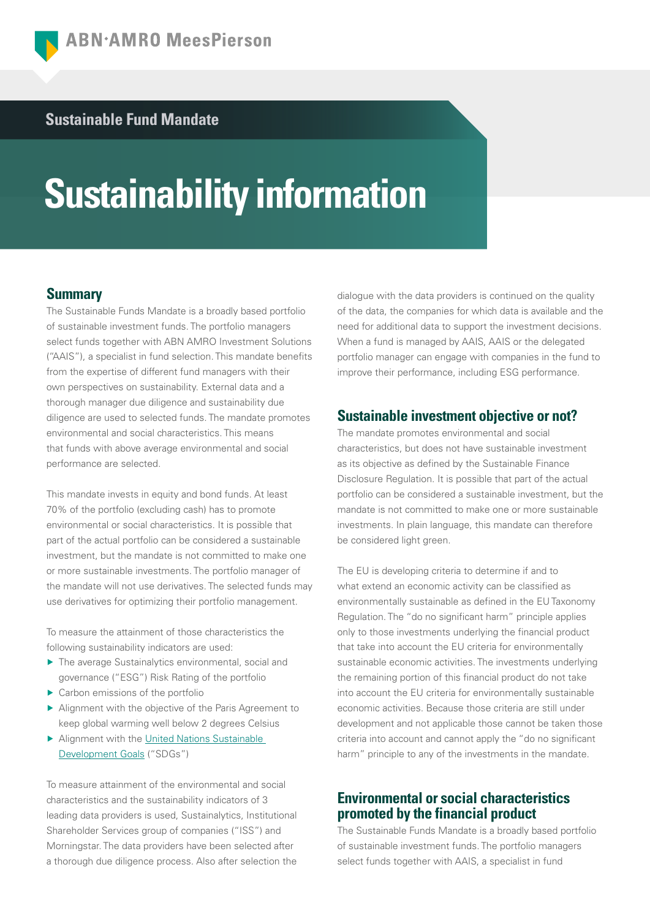ABN·AMRO MeesPierson

Sustainable Fund Mandate

# Sustainability information

## Summary

The Sustainable Funds Mandate is a broadly based portfolio of sustainable investment funds. The portfolio managers select funds together with ABN AMRO Investment Solutions ("AAIS"), a specialist in fund selection. This mandate benefits from the expertise of different fund managers with their own perspectives on sustainability. External data and a thorough manager due diligence and sustainability due diligence are used to selected funds. The mandate promotes environmental and social characteristics. This means that funds with above average environmental and social performance are selected.

This mandate invests in equity and bond funds. At least 70% of the portfolio (excluding cash) has to promote environmental or social characteristics. It is possible that part of the actual portfolio can be considered a sustainable investment, but the mandate is not committed to make one or more sustainable investments. The portfolio manager of the mandate will not use derivatives. The selected funds may use derivatives for optimizing their portfolio management.

To measure the attainment of those characteristics the following sustainability indicators are used:

- The average Sustainalytics environmental, social and governance ("ESG") Risk Rating of the portfolio
- Carbon emissions of the portfolio
- Alignment with the objective of the Paris Agreement to keep global warming well below 2 degrees Celsius
- Alignment with the United Nations Sustainable Development Goals ("SDGs")

To measure attainment of the environmental and social characteristics and the sustainability indicators of 3 leading data providers is used, Sustainalytics, Institutional Shareholder Services group of companies ("ISS") and Morningstar. The data providers have been selected after a thorough due diligence process. Also after selection the dialogue with the data providers is continued on the quality of the data, the companies for which data is available and the need for additional data to support the investment decisions. When a fund is managed by AAIS, AAIS or the delegated portfolio manager can engage with companies in the fund to improve their performance, including ESG performance.

## Sustainable investment objective or not?

The mandate promotes environmental and social characteristics, but does not have sustainable investment as its objective as defined by the Sustainable Finance Disclosure Regulation. It is possible that part of the actual portfolio can be considered a sustainable investment, but the mandate is not committed to make one or more sustainable investments. In plain language, this mandate can therefore be considered light green.

The EU is developing criteria to determine if and to what extend an economic activity can be classified as environmentally sustainable as defined in the EU Taxonomy Regulation. The "do no significant harm" principle applies only to those investments underlying the financial product that take into account the EU criteria for environmentally sustainable economic activities. The investments underlying the remaining portion of this financial product do not take into account the EU criteria for environmentally sustainable economic activities. Because those criteria are still under development and not applicable those cannot be taken those criteria into account and cannot apply the "do no significant harm" principle to any of the investments in the mandate.

## Environmental or social characteristics promoted by the financial product

The Sustainable Funds Mandate is a broadly based portfolio of sustainable investment funds. The portfolio managers select funds together with AAIS, a specialist in fund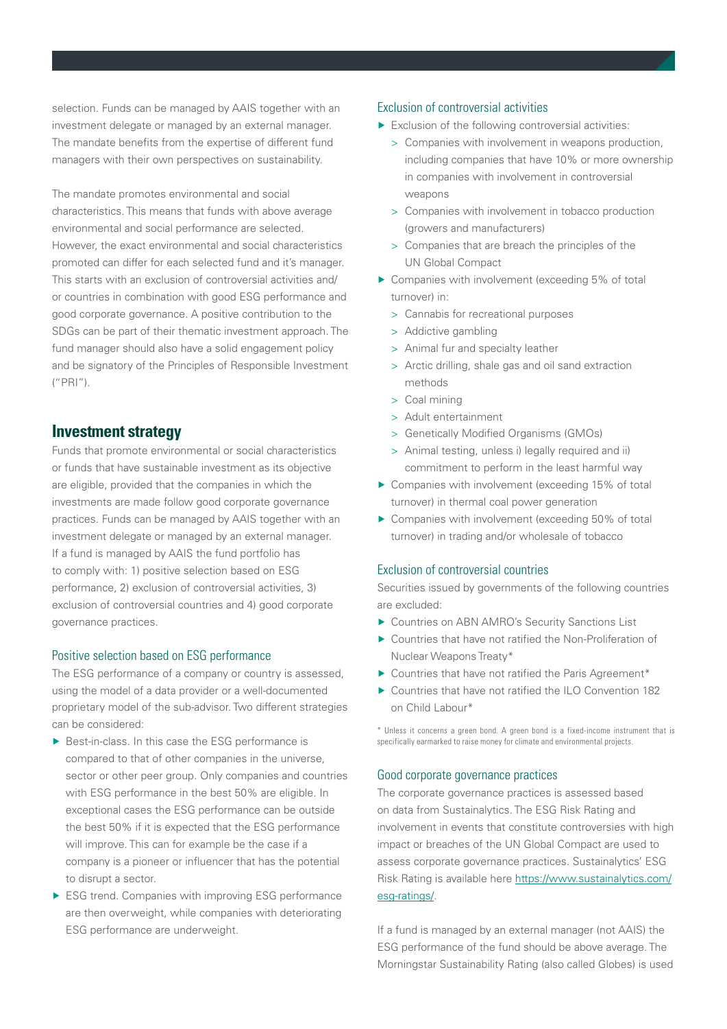selection. Funds can be managed by AAIS together with an investment delegate or managed by an external manager. The mandate benefits from the expertise of different fund managers with their own perspectives on sustainability.

The mandate promotes environmental and social characteristics. This means that funds with above average environmental and social performance are selected. However, the exact environmental and social characteristics promoted can differ for each selected fund and it's manager. This starts with an exclusion of controversial activities and/ or countries in combination with good ESG performance and good corporate governance. A positive contribution to the SDGs can be part of their thematic investment approach. The fund manager should also have a solid engagement policy and be signatory of the Principles of Responsible Investment ("PRI").

## Investment strategy

Funds that promote environmental or social characteristics or funds that have sustainable investment as its objective are eligible, provided that the companies in which the investments are made follow good corporate governance practices. Funds can be managed by AAIS together with an investment delegate or managed by an external manager. If a fund is managed by AAIS the fund portfolio has to comply with: 1) positive selection based on ESG performance, 2) exclusion of controversial activities, 3) exclusion of controversial countries and 4) good corporate governance practices.

### Positive selection based on ESG performance

The ESG performance of a company or country is assessed, using the model of a data provider or a well-documented proprietary model of the sub-advisor. Two different strategies can be considered:

- Best-in-class. In this case the ESG performance is compared to that of other companies in the universe, sector or other peer group. Only companies and countries with ESG performance in the best 50% are eligible. In exceptional cases the ESG performance can be outside the best 50% if it is expected that the ESG performance will improve. This can for example be the case if a company is a pioneer or influencer that has the potential to disrupt a sector.
- ESG trend. Companies with improving ESG performance are then overweight, while companies with deteriorating ESG performance are underweight.

### Exclusion of controversial activities

- Exclusion of the following controversial activities:
  - Companies with involvement in weapons production, including companies that have 10% or more ownership in companies with involvement in controversial weapons
  - Companies with involvement in tobacco production (growers and manufacturers)
  - Companies that are breach the principles of the UN Global Compact
- Companies with involvement (exceeding 5% of total turnover) in:
  - Cannabis for recreational purposes
  - Addictive gambling
  - Animal fur and specialty leather
  - Arctic drilling, shale gas and oil sand extraction methods
  - Coal mining
  - Adult entertainment
  - Genetically Modified Organisms (GMOs)
  - Animal testing, unless i) legally required and ii) commitment to perform in the least harmful way
- Companies with involvement (exceeding 15% of total turnover) in thermal coal power generation
- Companies with involvement (exceeding 50% of total turnover) in trading and/or wholesale of tobacco

### Exclusion of controversial countries

Securities issued by governments of the following countries are excluded:

- Countries on ABN AMRO's Security Sanctions List
- Countries that have not ratified the Non-Proliferation of Nuclear Weapons Treaty*
- Countries that have not ratified the Paris Agreement*
- Countries that have not ratified the ILO Convention 182 on Child Labour*

\* Unless it concerns a green bond. A green bond is a fixed-income instrument that is specifically earmarked to raise money for climate and environmental projects.

### Good corporate governance practices

The corporate governance practices is assessed based on data from Sustainalytics. The ESG Risk Rating and involvement in events that constitute controversies with high impact or breaches of the UN Global Compact are used to assess corporate governance practices. Sustainalytics' ESG Risk Rating is available here https://www.sustainalytics.com/esg-ratings/.

If a fund is managed by an external manager (not AAIS) the ESG performance of the fund should be above average. The Morningstar Sustainability Rating (also called Globes) is used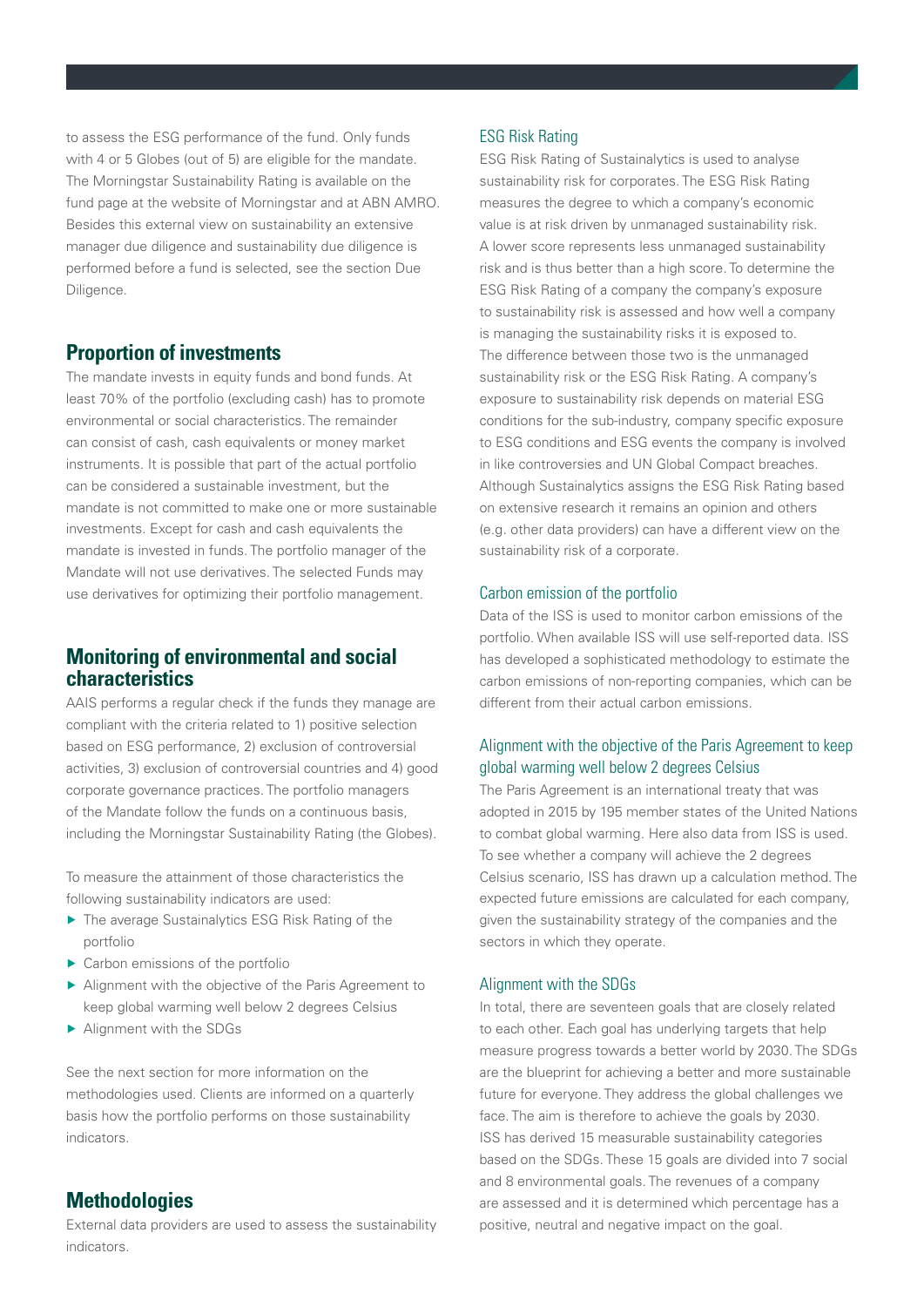to assess the ESG performance of the fund. Only funds with 4 or 5 Globes (out of 5) are eligible for the mandate. The Morningstar Sustainability Rating is available on the fund page at the website of Morningstar and at ABN AMRO. Besides this external view on sustainability an extensive manager due diligence and sustainability due diligence is performed before a fund is selected, see the section Due Diligence.

## Proportion of investments

The mandate invests in equity funds and bond funds. At least 70% of the portfolio (excluding cash) has to promote environmental or social characteristics. The remainder can consist of cash, cash equivalents or money market instruments. It is possible that part of the actual portfolio can be considered a sustainable investment, but the mandate is not committed to make one or more sustainable investments. Except for cash and cash equivalents the mandate is invested in funds. The portfolio manager of the Mandate will not use derivatives. The selected Funds may use derivatives for optimizing their portfolio management.

## Monitoring of environmental and social characteristics

AAIS performs a regular check if the funds they manage are compliant with the criteria related to 1) positive selection based on ESG performance, 2) exclusion of controversial activities, 3) exclusion of controversial countries and 4) good corporate governance practices. The portfolio managers of the Mandate follow the funds on a continuous basis, including the Morningstar Sustainability Rating (the Globes).

To measure the attainment of those characteristics the following sustainability indicators are used:

- The average Sustainalytics ESG Risk Rating of the portfolio
- Carbon emissions of the portfolio
- Alignment with the objective of the Paris Agreement to keep global warming well below 2 degrees Celsius
- Alignment with the SDGs

See the next section for more information on the methodologies used. Clients are informed on a quarterly basis how the portfolio performs on those sustainability indicators.

## Methodologies

External data providers are used to assess the sustainability indicators.

### ESG Risk Rating

ESG Risk Rating of Sustainalytics is used to analyse sustainability risk for corporates. The ESG Risk Rating measures the degree to which a company's economic value is at risk driven by unmanaged sustainability risk. A lower score represents less unmanaged sustainability risk and is thus better than a high score. To determine the ESG Risk Rating of a company the company's exposure to sustainability risk is assessed and how well a company is managing the sustainability risks it is exposed to. The difference between those two is the unmanaged sustainability risk or the ESG Risk Rating. A company's exposure to sustainability risk depends on material ESG conditions for the sub-industry, company specific exposure to ESG conditions and ESG events the company is involved in like controversies and UN Global Compact breaches. Although Sustainalytics assigns the ESG Risk Rating based on extensive research it remains an opinion and others (e.g. other data providers) can have a different view on the sustainability risk of a corporate.

### Carbon emission of the portfolio

Data of the ISS is used to monitor carbon emissions of the portfolio. When available ISS will use self-reported data. ISS has developed a sophisticated methodology to estimate the carbon emissions of non-reporting companies, which can be different from their actual carbon emissions.

### Alignment with the objective of the Paris Agreement to keep global warming well below 2 degrees Celsius

The Paris Agreement is an international treaty that was adopted in 2015 by 195 member states of the United Nations to combat global warming. Here also data from ISS is used. To see whether a company will achieve the 2 degrees Celsius scenario, ISS has drawn up a calculation method. The expected future emissions are calculated for each company, given the sustainability strategy of the companies and the sectors in which they operate.

### Alignment with the SDGs

In total, there are seventeen goals that are closely related to each other. Each goal has underlying targets that help measure progress towards a better world by 2030. The SDGs are the blueprint for achieving a better and more sustainable future for everyone. They address the global challenges we face. The aim is therefore to achieve the goals by 2030. ISS has derived 15 measurable sustainability categories based on the SDGs. These 15 goals are divided into 7 social and 8 environmental goals. The revenues of a company are assessed and it is determined which percentage has a positive, neutral and negative impact on the goal.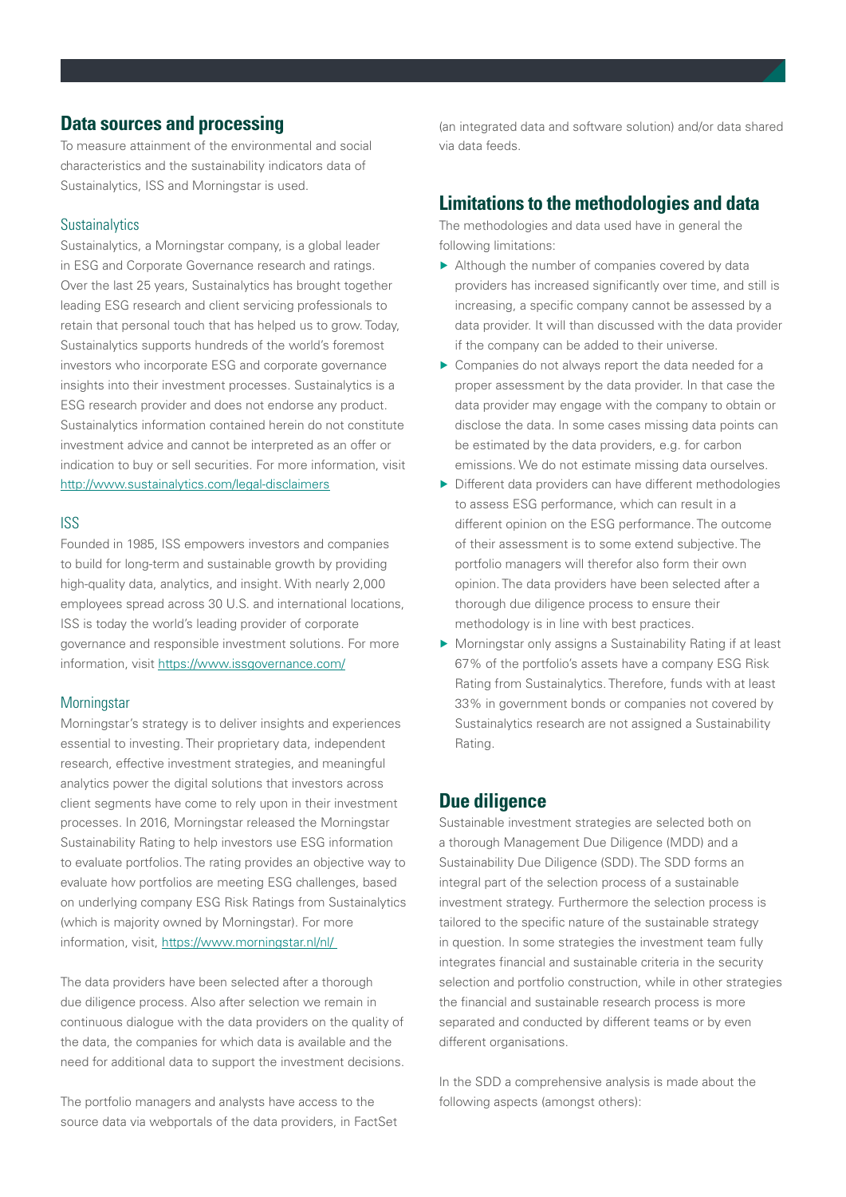## Data sources and processing

To measure attainment of the environmental and social characteristics and the sustainability indicators data of Sustainalytics, ISS and Morningstar is used.

### Sustainalytics

Sustainalytics, a Morningstar company, is a global leader in ESG and Corporate Governance research and ratings. Over the last 25 years, Sustainalytics has brought together leading ESG research and client servicing professionals to retain that personal touch that has helped us to grow. Today, Sustainalytics supports hundreds of the world's foremost investors who incorporate ESG and corporate governance insights into their investment processes. Sustainalytics is a ESG research provider and does not endorse any product. Sustainalytics information contained herein do not constitute investment advice and cannot be interpreted as an offer or indication to buy or sell securities. For more information, visit http://www.sustainalytics.com/legal-disclaimers

### ISS

Founded in 1985, ISS empowers investors and companies to build for long-term and sustainable growth by providing high-quality data, analytics, and insight. With nearly 2,000 employees spread across 30 U.S. and international locations, ISS is today the world's leading provider of corporate governance and responsible investment solutions. For more information, visit https://www.issgovernance.com/

### Morningstar

Morningstar's strategy is to deliver insights and experiences essential to investing. Their proprietary data, independent research, effective investment strategies, and meaningful analytics power the digital solutions that investors across client segments have come to rely upon in their investment processes. In 2016, Morningstar released the Morningstar Sustainability Rating to help investors use ESG information to evaluate portfolios. The rating provides an objective way to evaluate how portfolios are meeting ESG challenges, based on underlying company ESG Risk Ratings from Sustainalytics (which is majority owned by Morningstar). For more information, visit, https://www.morningstar.nl/nl/

The data providers have been selected after a thorough due diligence process. Also after selection we remain in continuous dialogue with the data providers on the quality of the data, the companies for which data is available and the need for additional data to support the investment decisions.

The portfolio managers and analysts have access to the source data via webportals of the data providers, in FactSet (an integrated data and software solution) and/or data shared via data feeds.

## Limitations to the methodologies and data

The methodologies and data used have in general the following limitations:

- Although the number of companies covered by data providers has increased significantly over time, and still is increasing, a specific company cannot be assessed by a data provider. It will than discussed with the data provider if the company can be added to their universe.
- Companies do not always report the data needed for a proper assessment by the data provider. In that case the data provider may engage with the company to obtain or disclose the data. In some cases missing data points can be estimated by the data providers, e.g. for carbon emissions. We do not estimate missing data ourselves.
- Different data providers can have different methodologies to assess ESG performance, which can result in a different opinion on the ESG performance. The outcome of their assessment is to some extend subjective. The portfolio managers will therefor also form their own opinion. The data providers have been selected after a thorough due diligence process to ensure their methodology is in line with best practices.
- Morningstar only assigns a Sustainability Rating if at least 67% of the portfolio's assets have a company ESG Risk Rating from Sustainalytics. Therefore, funds with at least 33% in government bonds or companies not covered by Sustainalytics research are not assigned a Sustainability Rating.

## Due diligence

Sustainable investment strategies are selected both on a thorough Management Due Diligence (MDD) and a Sustainability Due Diligence (SDD). The SDD forms an integral part of the selection process of a sustainable investment strategy. Furthermore the selection process is tailored to the specific nature of the sustainable strategy in question. In some strategies the investment team fully integrates financial and sustainable criteria in the security selection and portfolio construction, while in other strategies the financial and sustainable research process is more separated and conducted by different teams or by even different organisations.

In the SDD a comprehensive analysis is made about the following aspects (amongst others):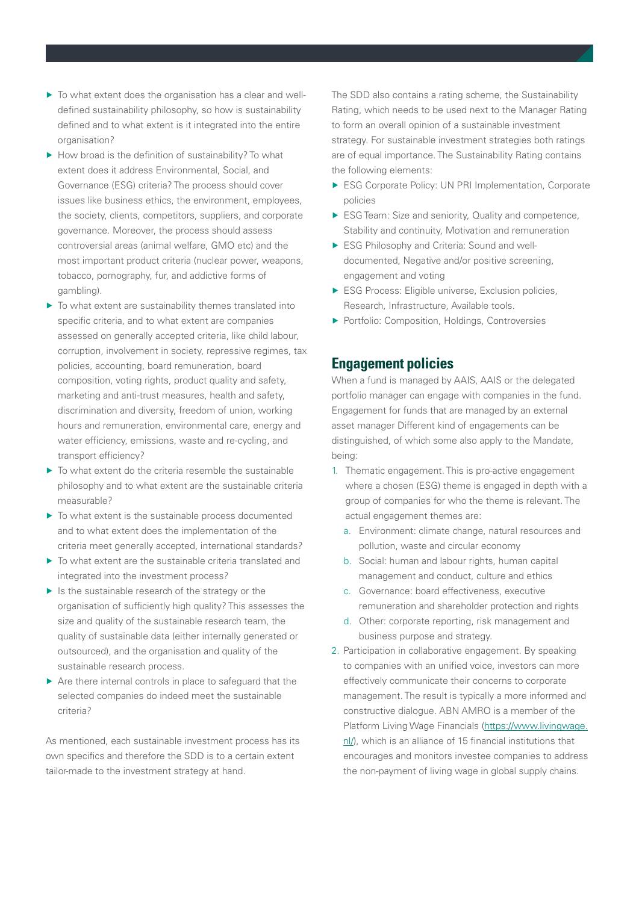- To what extent does the organisation has a clear and well-defined sustainability philosophy, so how is sustainability defined and to what extent is it integrated into the entire organisation?
- How broad is the definition of sustainability? To what extent does it address Environmental, Social, and Governance (ESG) criteria? The process should cover issues like business ethics, the environment, employees, the society, clients, competitors, suppliers, and corporate governance. Moreover, the process should assess controversial areas (animal welfare, GMO etc) and the most important product criteria (nuclear power, weapons, tobacco, pornography, fur, and addictive forms of gambling).
- To what extent are sustainability themes translated into specific criteria, and to what extent are companies assessed on generally accepted criteria, like child labour, corruption, involvement in society, repressive regimes, tax policies, accounting, board remuneration, board composition, voting rights, product quality and safety, marketing and anti-trust measures, health and safety, discrimination and diversity, freedom of union, working hours and remuneration, environmental care, energy and water efficiency, emissions, waste and re-cycling, and transport efficiency?
- To what extent do the criteria resemble the sustainable philosophy and to what extent are the sustainable criteria measurable?
- To what extent is the sustainable process documented and to what extent does the implementation of the criteria meet generally accepted, international standards?
- To what extent are the sustainable criteria translated and integrated into the investment process?
- Is the sustainable research of the strategy or the organisation of sufficiently high quality? This assesses the size and quality of the sustainable research team, the quality of sustainable data (either internally generated or outsourced), and the organisation and quality of the sustainable research process.
- Are there internal controls in place to safeguard that the selected companies do indeed meet the sustainable criteria?

As mentioned, each sustainable investment process has its own specifics and therefore the SDD is to a certain extent tailor-made to the investment strategy at hand.

The SDD also contains a rating scheme, the Sustainability Rating, which needs to be used next to the Manager Rating to form an overall opinion of a sustainable investment strategy. For sustainable investment strategies both ratings are of equal importance. The Sustainability Rating contains the following elements:

- ESG Corporate Policy: UN PRI Implementation, Corporate policies
- ESG Team: Size and seniority, Quality and competence, Stability and continuity, Motivation and remuneration
- ESG Philosophy and Criteria: Sound and well-documented, Negative and/or positive screening, engagement and voting
- ESG Process: Eligible universe, Exclusion policies, Research, Infrastructure, Available tools.
- Portfolio: Composition, Holdings, Controversies

## Engagement policies

When a fund is managed by AAIS, AAIS or the delegated portfolio manager can engage with companies in the fund. Engagement for funds that are managed by an external asset manager Different kind of engagements can be distinguished, of which some also apply to the Mandate, being:

1. Thematic engagement. This is pro-active engagement where a chosen (ESG) theme is engaged in depth with a group of companies for who the theme is relevant. The actual engagement themes are:
   a. Environment: climate change, natural resources and pollution, waste and circular economy
   b. Social: human and labour rights, human capital management and conduct, culture and ethics
   c. Governance: board effectiveness, executive remuneration and shareholder protection and rights
   d. Other: corporate reporting, risk management and business purpose and strategy.
2. Participation in collaborative engagement. By speaking to companies with an unified voice, investors can more effectively communicate their concerns to corporate management. The result is typically a more informed and constructive dialogue. ABN AMRO is a member of the Platform Living Wage Financials (https://www.livingwage.nl/), which is an alliance of 15 financial institutions that encourages and monitors investee companies to address the non-payment of living wage in global supply chains.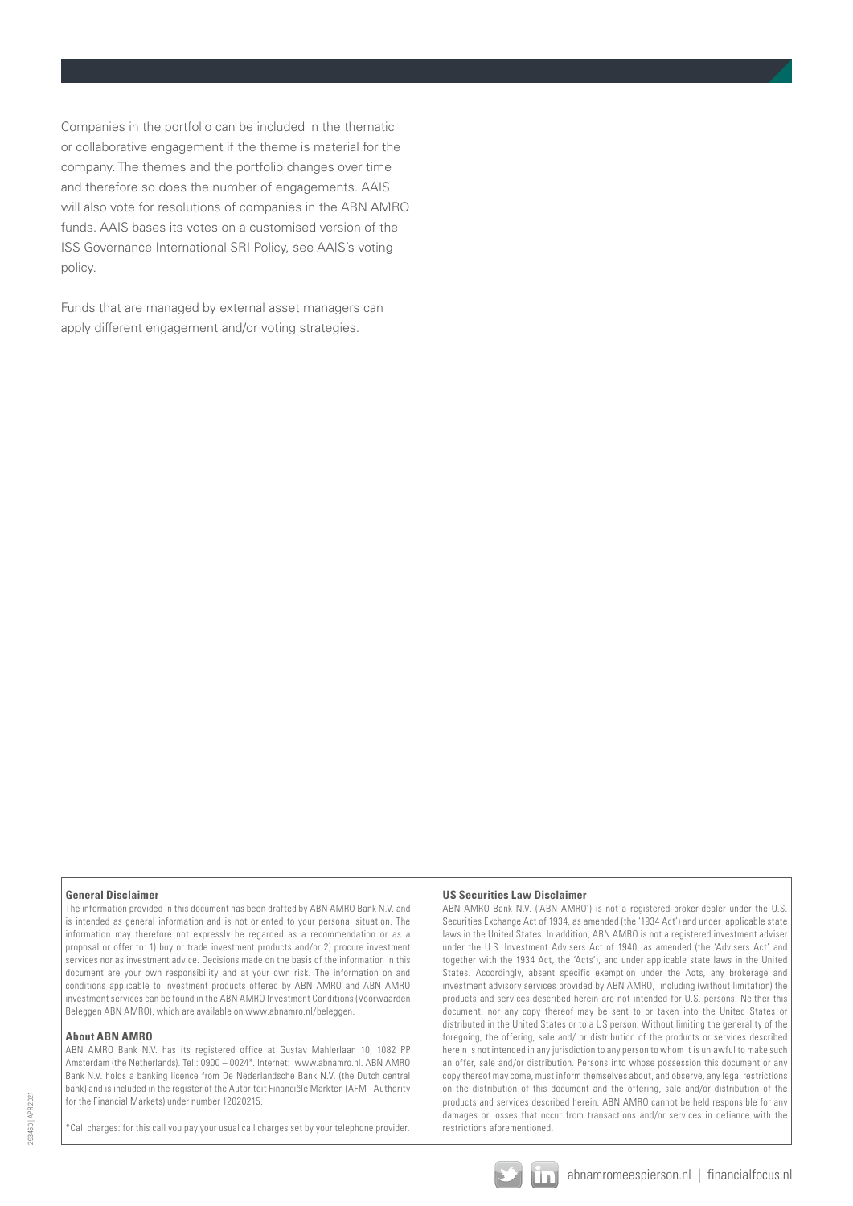Companies in the portfolio can be included in the thematic or collaborative engagement if the theme is material for the company. The themes and the portfolio changes over time and therefore so does the number of engagements. AAIS will also vote for resolutions of companies in the ABN AMRO funds. AAIS bases its votes on a customised version of the ISS Governance International SRI Policy, see AAIS's voting policy.

Funds that are managed by external asset managers can apply different engagement and/or voting strategies.

**General Disclaimer**

The information provided in this document has been drafted by ABN AMRO Bank N.V. and is intended as general information and is not oriented to your personal situation. The information may therefore not expressly be regarded as a recommendation or as a proposal or offer to: 1) buy or trade investment products and/or 2) procure investment services nor as investment advice. Decisions made on the basis of the information in this document are your own responsibility and at your own risk. The information on and conditions applicable to investment products offered by ABN AMRO and ABN AMRO investment services can be found in the ABN AMRO Investment Conditions (Voorwaarden Beleggen ABN AMRO), which are available on www.abnamro.nl/beleggen.

**About ABN AMRO**

ABN AMRO Bank N.V. has its registered office at Gustav Mahlerlaan 10, 1082 PP Amsterdam (the Netherlands). Tel.: 0900 – 0024*. Internet: www.abnamro.nl. ABN AMRO Bank N.V. holds a banking licence from De Nederlandsche Bank N.V. (the Dutch central bank) and is included in the register of the Autoriteit Financiële Markten (AFM - Authority for the Financial Markets) under number 12020215.

*Call charges: for this call you pay your usual call charges set by your telephone provider.

**US Securities Law Disclaimer**

ABN AMRO Bank N.V. ('ABN AMRO') is not a registered broker-dealer under the U.S. Securities Exchange Act of 1934, as amended (the '1934 Act') and under applicable state laws in the United States. In addition, ABN AMRO is not a registered investment adviser under the U.S. Investment Advisers Act of 1940, as amended (the 'Advisers Act' and together with the 1934 Act, the 'Acts'), and under applicable state laws in the United States. Accordingly, absent specific exemption under the Acts, any brokerage and investment advisory services provided by ABN AMRO, including (without limitation) the products and services described herein are not intended for U.S. persons. Neither this document, nor any copy thereof may be sent to or taken into the United States or distributed in the United States or to a US person. Without limiting the generality of the foregoing, the offering, sale and/ or distribution of the products or services described herein is not intended in any jurisdiction to any person to whom it is unlawful to make such an offer, sale and/or distribution. Persons into whose possession this document or any copy thereof may come, must inform themselves about, and observe, any legal restrictions on the distribution of this document and the offering, sale and/or distribution of the products and services described herein. ABN AMRO cannot be held responsible for any damages or losses that occur from transactions and/or services in defiance with the restrictions aforementioned.

293460 | APR 2021

abnamromeespierson.nl | financialfocus.nl